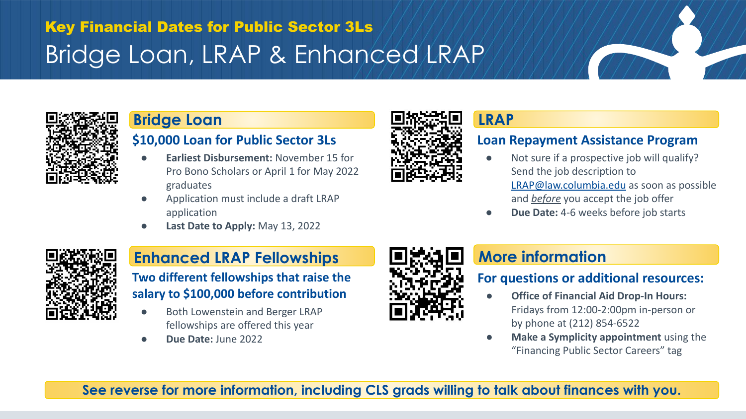### Key Financial Dates for Public Sector 3Ls

# Bridge Loan, LRAP & Enhanced LRAP

## Bridge Loan

### $10,000 Loan for Public Sector 3Ls

- **Earliest Disbursement:** November 15 for Pro Bono Scholars or April 1 for May 2022 graduates
- Application must include a draft LRAP application
- **Last Date to Apply:** May 13, 2022

## LRAP

### Loan Repayment Assistance Program

- Not sure if a prospective job will qualify? Send the job description to LRAP@law.columbia.edu as soon as possible and *before* you accept the job offer
- **Due Date:** 4-6 weeks before job starts

## Enhanced LRAP Fellowships

### Two different fellowships that raise the salary to $100,000 before contribution

- Both Lowenstein and Berger LRAP fellowships are offered this year
- **Due Date:** June 2022

## More information

### For questions or additional resources:

- **Office of Financial Aid Drop-In Hours:** Fridays from 12:00-2:00pm in-person or by phone at (212) 854-6522
- **Make a Symplicity appointment** using the "Financing Public Sector Careers" tag

**See reverse for more information, including CLS grads willing to talk about finances with you.**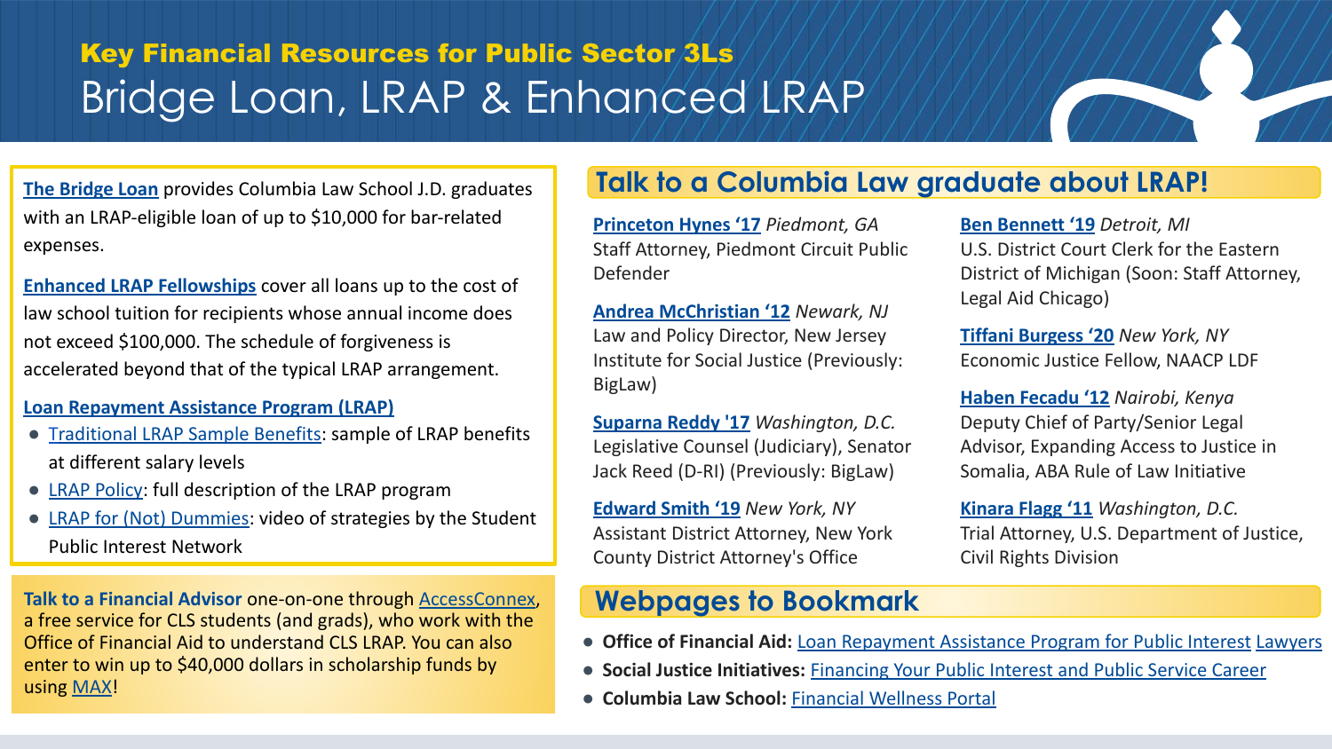# Key Financial Resources for Public Sector 3Ls

## Bridge Loan, LRAP & Enhanced LRAP

**The Bridge Loan** provides Columbia Law School J.D. graduates with an LRAP-eligible loan of up to $10,000 for bar-related expenses.

**Enhanced LRAP Fellowships** cover all loans up to the cost of law school tuition for recipients whose annual income does not exceed $100,000. The schedule of forgiveness is accelerated beyond that of the typical LRAP arrangement.

**Loan Repayment Assistance Program (LRAP)**

- Traditional LRAP Sample Benefits: sample of LRAP benefits at different salary levels
- LRAP Policy: full description of the LRAP program
- LRAP for (Not) Dummies: video of strategies by the Student Public Interest Network

**Talk to a Financial Advisor** one-on-one through AccessConnex, a free service for CLS students (and grads), who work with the Office of Financial Aid to understand CLS LRAP. You can also enter to win up to $40,000 dollars in scholarship funds by using MAX!

## Talk to a Columbia Law graduate about LRAP!

**Princeton Hynes '17** *Piedmont, GA*
Staff Attorney, Piedmont Circuit Public Defender

**Andrea McChristian '12** *Newark, NJ*
Law and Policy Director, New Jersey Institute for Social Justice (Previously: BigLaw)

**Suparna Reddy '17** *Washington, D.C.*
Legislative Counsel (Judiciary), Senator Jack Reed (D-RI) (Previously: BigLaw)

**Edward Smith '19** *New York, NY*
Assistant District Attorney, New York County District Attorney's Office

**Ben Bennett '19** *Detroit, MI*
U.S. District Court Clerk for the Eastern District of Michigan (Soon: Staff Attorney, Legal Aid Chicago)

**Tiffani Burgess '20** *New York, NY*
Economic Justice Fellow, NAACP LDF

**Haben Fecadu '12** *Nairobi, Kenya*
Deputy Chief of Party/Senior Legal Advisor, Expanding Access to Justice in Somalia, ABA Rule of Law Initiative

**Kinara Flagg '11** *Washington, D.C.*
Trial Attorney, U.S. Department of Justice, Civil Rights Division

## Webpages to Bookmark

- **Office of Financial Aid:** Loan Repayment Assistance Program for Public Interest Lawyers
- **Social Justice Initiatives:** Financing Your Public Interest and Public Service Career
- **Columbia Law School:** Financial Wellness Portal